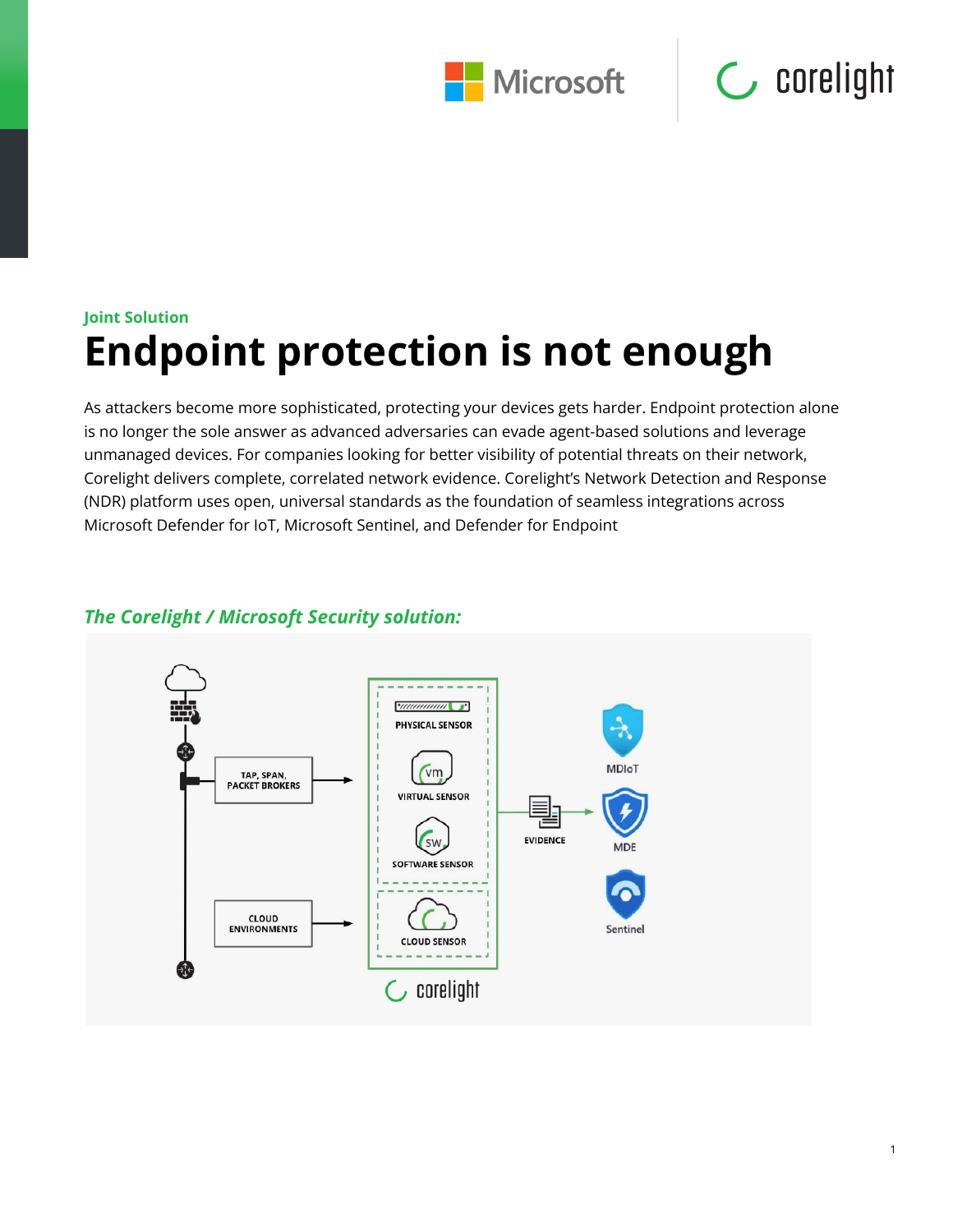Joint Solution

# Endpoint protection is not enough

As attackers become more sophisticated, protecting your devices gets harder. Endpoint protection alone is no longer the sole answer as advanced adversaries can evade agent-based solutions and leverage unmanaged devices. For companies looking for better visibility of potential threats on their network, Corelight delivers complete, correlated network evidence. Corelight's Network Detection and Response (NDR) platform uses open, universal standards as the foundation of seamless integrations across Microsoft Defender for IoT, Microsoft Sentinel, and Defender for Endpoint

## *The Corelight / Microsoft Security solution:*

TAP, SPAN, PACKET BROKERS

CLOUD ENVIRONMENTS

PHYSICAL SENSOR

VIRTUAL SENSOR

SOFTWARE SENSOR

CLOUD SENSOR

corelight

EVIDENCE

MDIoT

MDE

Sentinel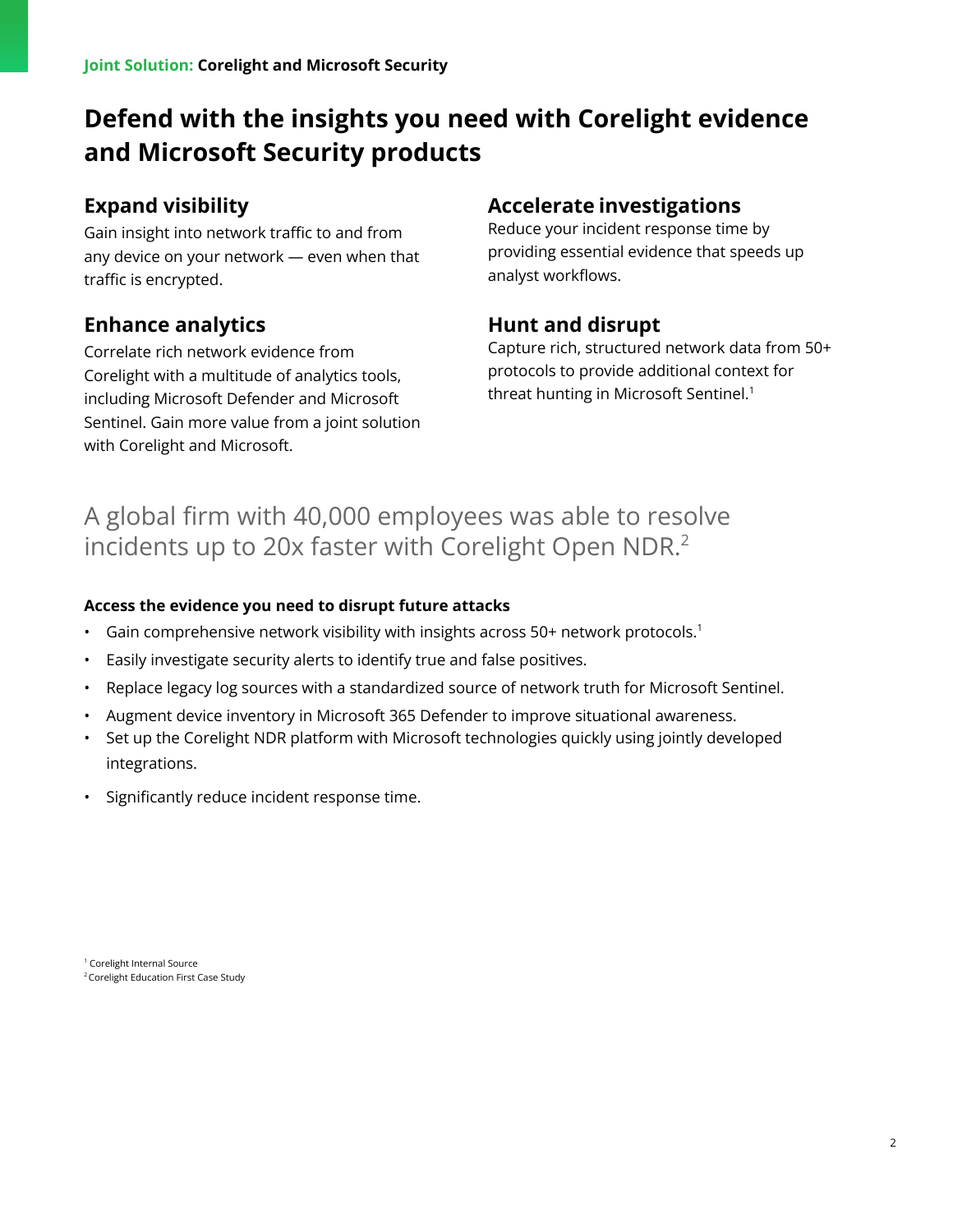**Joint Solution: Corelight and Microsoft Security**

# Defend with the insights you need with Corelight evidence and Microsoft Security products

## Expand visibility

Gain insight into network traffic to and from any device on your network — even when that traffic is encrypted.

## Enhance analytics

Correlate rich network evidence from Corelight with a multitude of analytics tools, including Microsoft Defender and Microsoft Sentinel. Gain more value from a joint solution with Corelight and Microsoft.

## Accelerate investigations

Reduce your incident response time by providing essential evidence that speeds up analyst workflows.

## Hunt and disrupt

Capture rich, structured network data from 50+ protocols to provide additional context for threat hunting in Microsoft Sentinel.[1]

A global firm with 40,000 employees was able to resolve incidents up to 20x faster with Corelight Open NDR.[2]

**Access the evidence you need to disrupt future attacks**

- Gain comprehensive network visibility with insights across 50+ network protocols.[1]
- Easily investigate security alerts to identify true and false positives.
- Replace legacy log sources with a standardized source of network truth for Microsoft Sentinel.
- Augment device inventory in Microsoft 365 Defender to improve situational awareness.
- Set up the Corelight NDR platform with Microsoft technologies quickly using jointly developed integrations.
- Significantly reduce incident response time.

[1] Corelight Internal Source
[2] Corelight Education First Case Study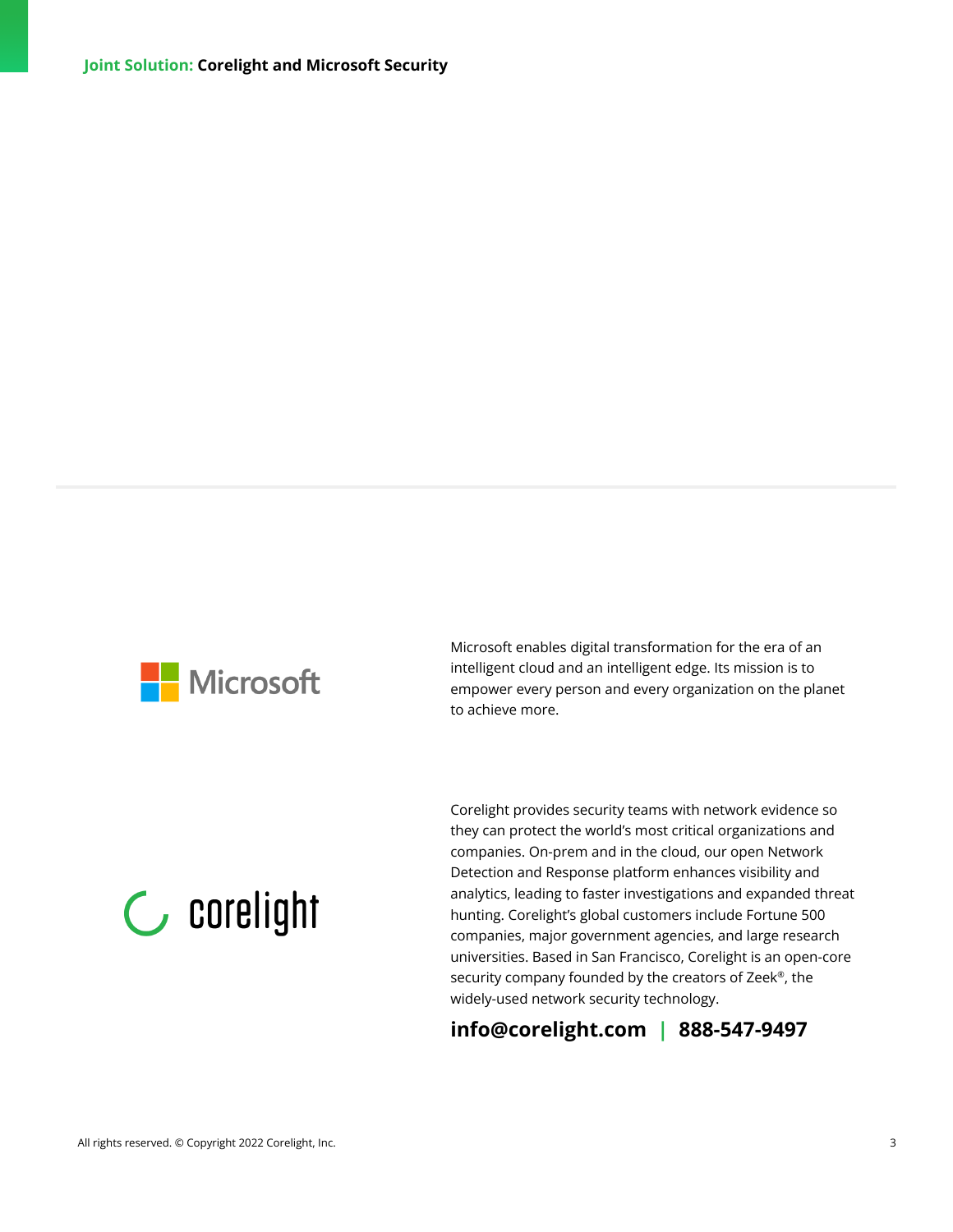Microsoft enables digital transformation for the era of an intelligent cloud and an intelligent edge. Its mission is to empower every person and every organization on the planet to achieve more.

Corelight provides security teams with network evidence so they can protect the world's most critical organizations and companies. On-prem and in the cloud, our open Network Detection and Response platform enhances visibility and analytics, leading to faster investigations and expanded threat hunting. Corelight's global customers include Fortune 500 companies, major government agencies, and large research universities. Based in San Francisco, Corelight is an open-core security company founded by the creators of Zeek®, the widely-used network security technology.

**info@corelight.com | 888-547-9497**

All rights reserved. © Copyright 2022 Corelight, Inc.